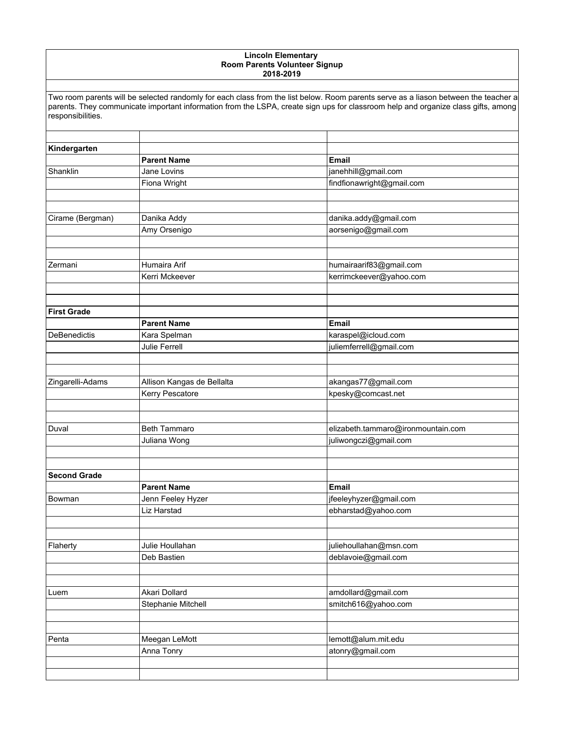**Lincoln Elementary**
**Room Parents Volunteer Signup**
**2018-2019**

Two room parents will be selected randomly for each class from the list below. Room parents serve as a liason between the teacher a parents. They communicate important information from the LSPA, create sign ups for classroom help and organize class gifts, among responsibilities.

| | | |
|---|---|---|
| **Kindergarten** | | |
| | **Parent Name** | **Email** |
| Shanklin | Jane Lovins | janehhill@gmail.com |
| | Fiona Wright | findfionawright@gmail.com |
| | | |
| | | |
| Cirame (Bergman) | Danika Addy | danika.addy@gmail.com |
| | Amy Orsenigo | aorsenigo@gmail.com |
| | | |
| | | |
| Zermani | Humaira Arif | humairaarif83@gmail.com |
| | Kerri Mckeever | kerrimckeever@yahoo.com |
| | | |
| | | |
| **First Grade** | | |
| | **Parent Name** | **Email** |
| DeBenedictis | Kara Spelman | karaspel@icloud.com |
| | Julie Ferrell | juliemferrell@gmail.com |
| | | |
| | | |
| Zingarelli-Adams | Allison Kangas de Bellalta | akangas77@gmail.com |
| | Kerry Pescatore | kpesky@comcast.net |
| | | |
| | | |
| Duval | Beth Tammaro | elizabeth.tammaro@ironmountain.com |
| | Juliana Wong | juliwongczi@gmail.com |
| | | |
| | | |
| **Second Grade** | | |
| | **Parent Name** | **Email** |
| Bowman | Jenn Feeley Hyzer | jfeeleyhyzer@gmail.com |
| | Liz Harstad | ebharstad@yahoo.com |
| | | |
| | | |
| Flaherty | Julie Houllahan | juliehoullahan@msn.com |
| | Deb Bastien | deblavoie@gmail.com |
| | | |
| | | |
| Luem | Akari Dollard | amdollard@gmail.com |
| | Stephanie Mitchell | smitch616@yahoo.com |
| | | |
| | | |
| Penta | Meegan LeMott | lemott@alum.mit.edu |
| | Anna Tonry | atonry@gmail.com |
| | | |
| | | |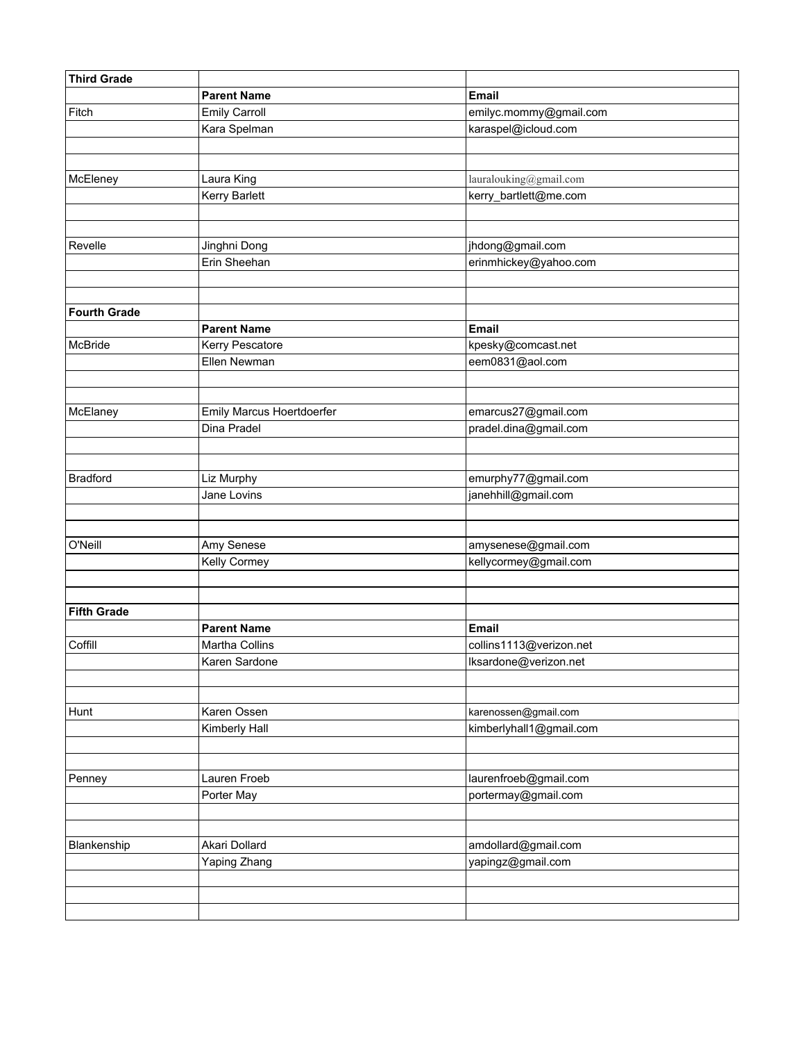| | | |
|---|---|---|
| **Third Grade** | | |
| | **Parent Name** | **Email** |
| Fitch | Emily Carroll | emilyc.mommy@gmail.com |
| | Kara Spelman | karaspel@icloud.com |
| | | |
| | | |
| McEleney | Laura King | lauralouking@gmail.com |
| | Kerry Barlett | kerry_bartlett@me.com |
| | | |
| | | |
| Revelle | Jinghni Dong | jhdong@gmail.com |
| | Erin Sheehan | erinmhickey@yahoo.com |
| | | |
| | | |
| **Fourth Grade** | | |
| | **Parent Name** | **Email** |
| McBride | Kerry Pescatore | kpesky@comcast.net |
| | Ellen Newman | eem0831@aol.com |
| | | |
| | | |
| McElaney | Emily Marcus Hoertdoerfer | emarcus27@gmail.com |
| | Dina Pradel | pradel.dina@gmail.com |
| | | |
| | | |
| Bradford | Liz Murphy | emurphy77@gmail.com |
| | Jane Lovins | janehhill@gmail.com |
| | | |
| | | |
| O'Neill | Amy Senese | amysenese@gmail.com |
| | Kelly Cormey | kellycormey@gmail.com |
| | | |
| | | |
| **Fifth Grade** | | |
| | **Parent Name** | **Email** |
| Coffill | Martha Collins | collins1113@verizon.net |
| | Karen Sardone | lksardone@verizon.net |
| | | |
| | | |
| Hunt | Karen Ossen | karenossen@gmail.com |
| | Kimberly Hall | kimberlyhall1@gmail.com |
| | | |
| | | |
| Penney | Lauren Froeb | laurenfroeb@gmail.com |
| | Porter May | portermay@gmail.com |
| | | |
| | | |
| Blankenship | Akari Dollard | amdollard@gmail.com |
| | Yaping Zhang | yapingz@gmail.com |
| | | |
| | | |
| | | |